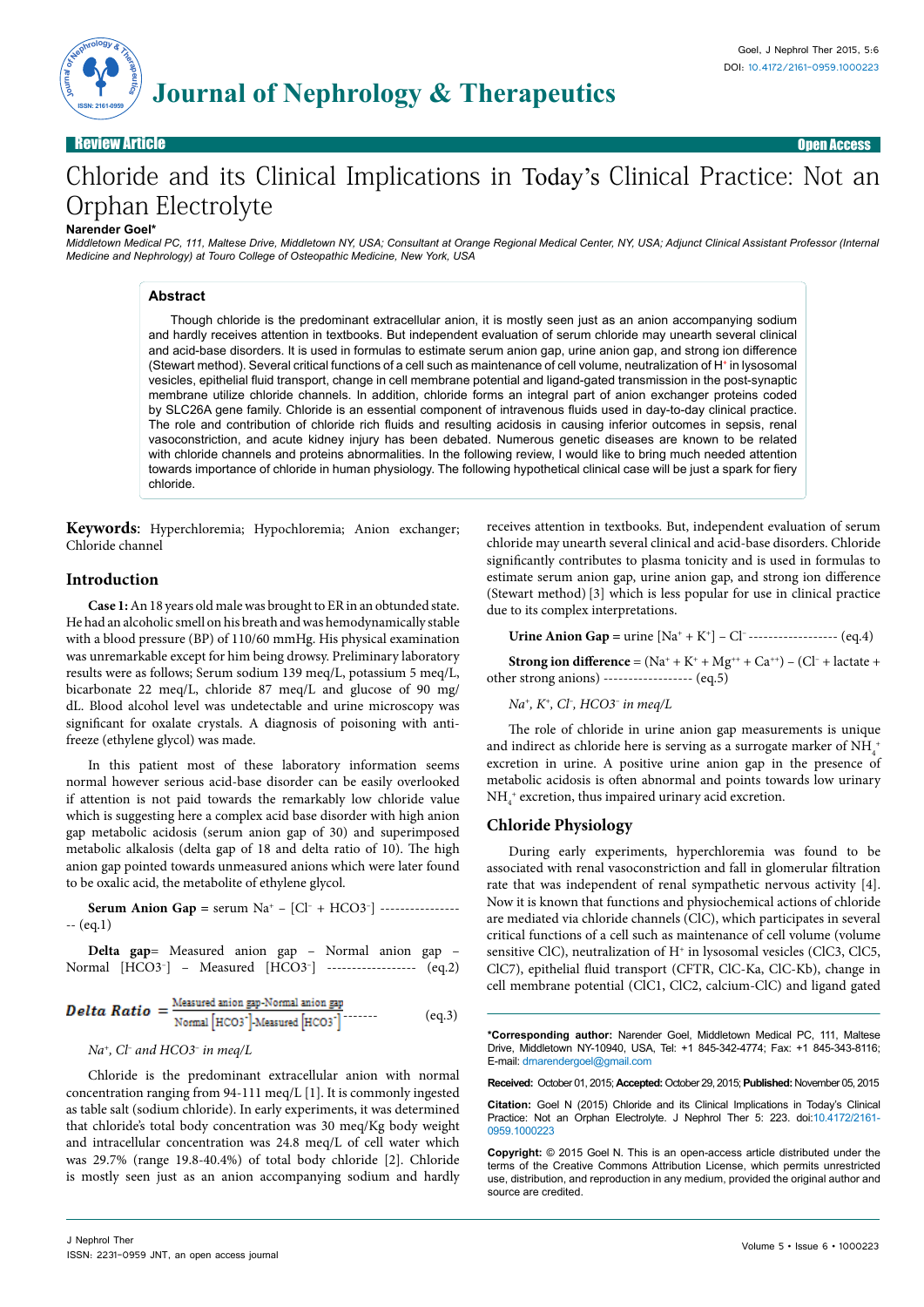Review Article | Open Access

# Chloride and its Clinical Implications in Today's Clinical Practice: Not an Orphan Electrolyte

**Narender Goel***

*Middletown Medical PC, 111, Maltese Drive, Middletown NY, USA; Consultant at Orange Regional Medical Center, NY, USA; Adjunct Clinical Assistant Professor (Internal Medicine and Nephrology) at Touro College of Osteopathic Medicine, New York, USA*

## Abstract

Though chloride is the predominant extracellular anion, it is mostly seen just as an anion accompanying sodium and hardly receives attention in textbooks. But independent evaluation of serum chloride may unearth several clinical and acid-base disorders. It is used in formulas to estimate serum anion gap, urine anion gap, and strong ion difference (Stewart method). Several critical functions of a cell such as maintenance of cell volume, neutralization of $H^+$ in lysosomal vesicles, epithelial fluid transport, change in cell membrane potential and ligand-gated transmission in the post-synaptic membrane utilize chloride channels. In addition, chloride forms an integral part of anion exchanger proteins coded by SLC26A gene family. Chloride is an essential component of intravenous fluids used in day-to-day clinical practice. The role and contribution of chloride rich fluids and resulting acidosis in causing inferior outcomes in sepsis, renal vasoconstriction, and acute kidney injury has been debated. Numerous genetic diseases are known to be related with chloride channels and proteins abnormalities. In the following review, I would like to bring much needed attention towards importance of chloride in human physiology. The following hypothetical clinical case will be just a spark for fiery chloride.

**Keywords**: Hyperchloremia; Hypochloremia; Anion exchanger; Chloride channel

## Introduction

**Case 1:** An 18 years old male was brought to ER in an obtunded state. He had an alcoholic smell on his breath and was hemodynamically stable with a blood pressure (BP) of 110/60 mmHg. His physical examination was unremarkable except for him being drowsy. Preliminary laboratory results were as follows; Serum sodium 139 meq/L, potassium 5 meq/L, bicarbonate 22 meq/L, chloride 87 meq/L and glucose of 90 mg/dL. Blood alcohol level was undetectable and urine microscopy was significant for oxalate crystals. A diagnosis of poisoning with anti-freeze (ethylene glycol) was made.

In this patient most of these laboratory information seems normal however serious acid-base disorder can be easily overlooked if attention is not paid towards the remarkably low chloride value which is suggesting here a complex acid base disorder with high anion gap metabolic acidosis (serum anion gap of 30) and superimposed metabolic alkalosis (delta gap of 18 and delta ratio of 10). The high anion gap pointed towards unmeasured anions which were later found to be oxalic acid, the metabolite of ethylene glycol.

**Serum Anion Gap** = serum $Na^+$ – [$Cl^-$ + $HCO3^-$] ------------------ (eq.1)

**Delta gap**= Measured anion gap – Normal anion gap – Normal [$HCO3^-$] – Measured [$HCO3^-$] ------------------ (eq.2)

$$\textbf{Delta Ratio} = \frac{\text{Measured anion gap} - \text{Normal anion gap}}{\text{Normal}\left[HCO3^-\right] - \text{Measured}\left[HCO3^-\right]} \text{-------} \quad (eq.3)$$

*$Na^+$, $Cl^-$ and $HCO3^-$ in meq/L*

Chloride is the predominant extracellular anion with normal concentration ranging from 94-111 meq/L [1]. It is commonly ingested as table salt (sodium chloride). In early experiments, it was determined that chloride's total body concentration was 30 meq/Kg body weight and intracellular concentration was 24.8 meq/L of cell water which was 29.7% (range 19.8-40.4%) of total body chloride [2]. Chloride is mostly seen just as an anion accompanying sodium and hardly receives attention in textbooks. But, independent evaluation of serum chloride may unearth several clinical and acid-base disorders. Chloride significantly contributes to plasma tonicity and is used in formulas to estimate serum anion gap, urine anion gap, and strong ion difference (Stewart method) [3] which is less popular for use in clinical practice due to its complex interpretations.

**Urine Anion Gap** = urine [$Na^+$ + $K^+$] – $Cl^-$ ------------------ (eq.4)

**Strong ion difference** = ($Na^+$ + $K^+$ + $Mg^{++}$ + $Ca^{++}$) – ($Cl^-$ + lactate + other strong anions) ------------------ (eq.5)

*$Na^+$, $K^+$, $Cl^-$, $HCO3^-$ in meq/L*

The role of chloride in urine anion gap measurements is unique and indirect as chloride here is serving as a surrogate marker of $NH_4^+$ excretion in urine. A positive urine anion gap in the presence of metabolic acidosis is often abnormal and points towards low urinary $NH_4^+$ excretion, thus impaired urinary acid excretion.

## Chloride Physiology

During early experiments, hyperchloremia was found to be associated with renal vasoconstriction and fall in glomerular filtration rate that was independent of renal sympathetic nervous activity [4]. Now it is known that functions and physiochemical actions of chloride are mediated via chloride channels (ClC), which participates in several critical functions of a cell such as maintenance of cell volume (volume sensitive ClC), neutralization of $H^+$ in lysosomal vesicles (ClC3, ClC5, ClC7), epithelial fluid transport (CFTR, ClC-Ka, ClC-Kb), change in cell membrane potential (ClC1, ClC2, calcium-ClC) and ligand gated

---

***Corresponding author:** Narender Goel, Middletown Medical PC, 111, Maltese Drive, Middletown NY-10940, USA, Tel: +1 845-342-4774; Fax: +1 845-343-8116; E-mail: dmarendergoel@gmail.com

**Received:** October 01, 2015; **Accepted:** October 29, 2015; **Published:** November 05, 2015

**Citation:** Goel N (2015) Chloride and its Clinical Implications in Today's Clinical Practice: Not an Orphan Electrolyte. J Nephrol Ther 5: 223. doi:10.4172/2161-0959.1000223

**Copyright:** © 2015 Goel N. This is an open-access article distributed under the terms of the Creative Commons Attribution License, which permits unrestricted use, distribution, and reproduction in any medium, provided the original author and source are credited.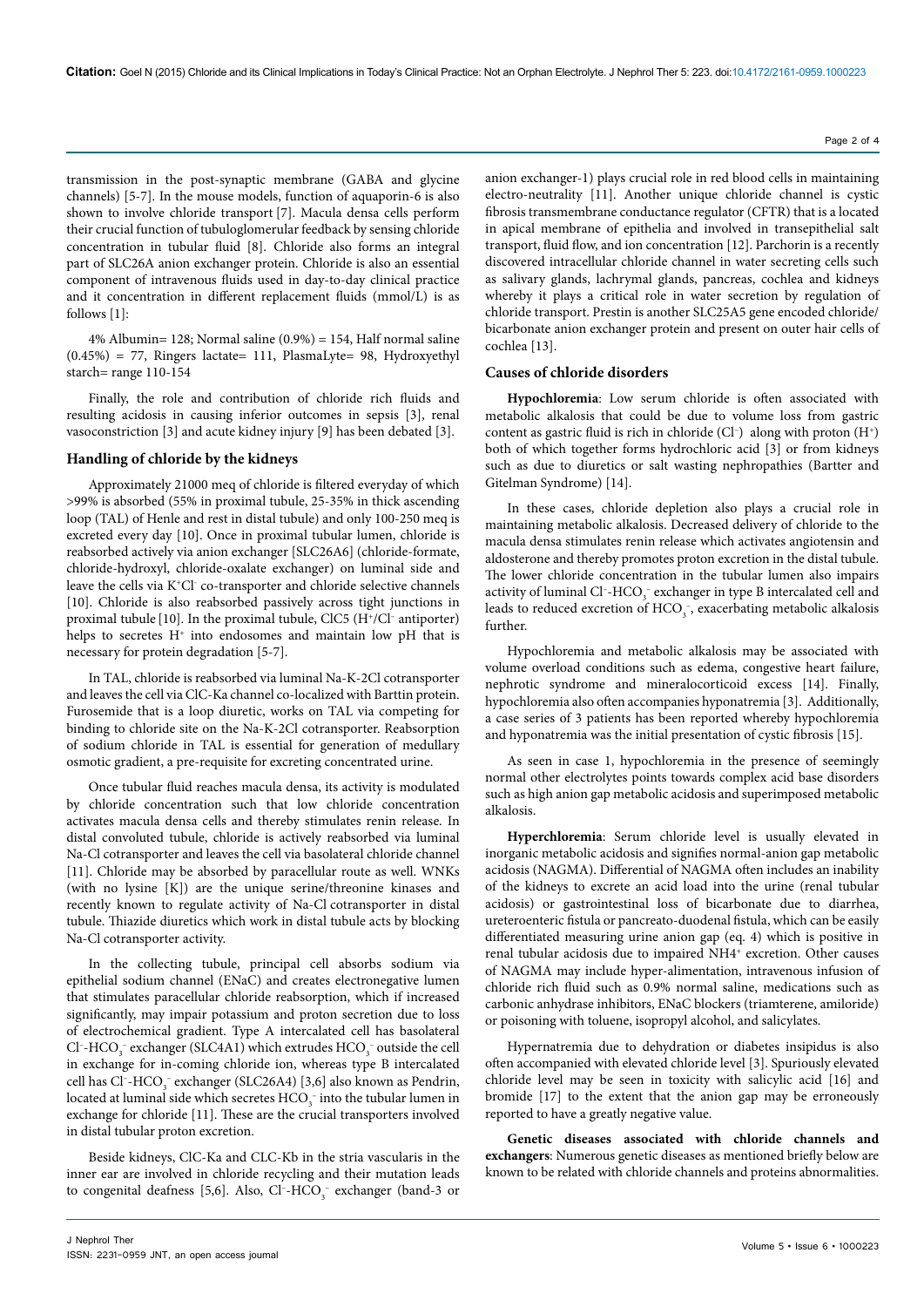transmission in the post-synaptic membrane (GABA and glycine channels) [5-7]. In the mouse models, function of aquaporin-6 is also shown to involve chloride transport [7]. Macula densa cells perform their crucial function of tubuloglomerular feedback by sensing chloride concentration in tubular fluid [8]. Chloride also forms an integral part of SLC26A anion exchanger protein. Chloride is also an essential component of intravenous fluids used in day-to-day clinical practice and it concentration in different replacement fluids (mmol/L) is as follows [1]:

4% Albumin= 128; Normal saline (0.9%) = 154, Half normal saline (0.45%) = 77, Ringers lactate= 111, PlasmaLyte= 98, Hydroxyethyl starch= range 110-154

Finally, the role and contribution of chloride rich fluids and resulting acidosis in causing inferior outcomes in sepsis [3], renal vasoconstriction [3] and acute kidney injury [9] has been debated [3].

## Handling of chloride by the kidneys

Approximately 21000 meq of chloride is filtered everyday of which >99% is absorbed (55% in proximal tubule, 25-35% in thick ascending loop (TAL) of Henle and rest in distal tubule) and only 100-250 meq is excreted every day [10]. Once in proximal tubular lumen, chloride is reabsorbed actively via anion exchanger [SLC26A6] (chloride-formate, chloride-hydroxyl, chloride-oxalate exchanger) on luminal side and leave the cells via $K^+Cl^-$ co-transporter and chloride selective channels [10]. Chloride is also reabsorbed passively across tight junctions in proximal tubule [10]. In the proximal tubule, ClC5 ($H^+/Cl^-$ antiporter) helps to secretes $H^+$ into endosomes and maintain low pH that is necessary for protein degradation [5-7].

In TAL, chloride is reabsorbed via luminal Na-K-2Cl cotransporter and leaves the cell via ClC-Ka channel co-localized with Barttin protein. Furosemide that is a loop diuretic, works on TAL via competing for binding to chloride site on the Na-K-2Cl cotransporter. Reabsorption of sodium chloride in TAL is essential for generation of medullary osmotic gradient, a pre-requisite for excreting concentrated urine.

Once tubular fluid reaches macula densa, its activity is modulated by chloride concentration such that low chloride concentration activates macula densa cells and thereby stimulates renin release. In distal convoluted tubule, chloride is actively reabsorbed via luminal Na-Cl cotransporter and leaves the cell via basolateral chloride channel [11]. Chloride may be absorbed by paracellular route as well. WNKs (with no lysine [K]) are the unique serine/threonine kinases and recently known to regulate activity of Na-Cl cotransporter in distal tubule. Thiazide diuretics which work in distal tubule acts by blocking Na-Cl cotransporter activity.

In the collecting tubule, principal cell absorbs sodium via epithelial sodium channel (ENaC) and creates electronegative lumen that stimulates paracellular chloride reabsorption, which if increased significantly, may impair potassium and proton secretion due to loss of electrochemical gradient. Type A intercalated cell has basolateral $Cl^-$-$HCO_3^-$ exchanger (SLC4A1) which extrudes $HCO_3^-$ outside the cell in exchange for in-coming chloride ion, whereas type B intercalated cell has $Cl^-$-$HCO_3^-$ exchanger (SLC26A4) [3,6] also known as Pendrin, located at luminal side which secretes $HCO_3^-$ into the tubular lumen in exchange for chloride [11]. These are the crucial transporters involved in distal tubular proton excretion.

Beside kidneys, ClC-Ka and CLC-Kb in the stria vascularis in the inner ear are involved in chloride recycling and their mutation leads to congenital deafness [5,6]. Also, $Cl^-$-$HCO_3^-$ exchanger (band-3 or anion exchanger-1) plays crucial role in red blood cells in maintaining electro-neutrality [11]. Another unique chloride channel is cystic fibrosis transmembrane conductance regulator (CFTR) that is a located in apical membrane of epithelia and involved in transepithelial salt transport, fluid flow, and ion concentration [12]. Parchorin is a recently discovered intracellular chloride channel in water secreting cells such as salivary glands, lachrymal glands, pancreas, cochlea and kidneys whereby it plays a critical role in water secretion by regulation of chloride transport. Prestin is another SLC25A5 gene encoded chloride/bicarbonate anion exchanger protein and present on outer hair cells of cochlea [13].

## Causes of chloride disorders

**Hypochloremia**: Low serum chloride is often associated with metabolic alkalosis that could be due to volume loss from gastric content as gastric fluid is rich in chloride ($Cl^-$) along with proton ($H^+$) both of which together forms hydrochloric acid [3] or from kidneys such as due to diuretics or salt wasting nephropathies (Bartter and Gitelman Syndrome) [14].

In these cases, chloride depletion also plays a crucial role in maintaining metabolic alkalosis. Decreased delivery of chloride to the macula densa stimulates renin release which activates angiotensin and aldosterone and thereby promotes proton excretion in the distal tubule. The lower chloride concentration in the tubular lumen also impairs activity of luminal $Cl^-$-$HCO_3^-$ exchanger in type B intercalated cell and leads to reduced excretion of $HCO_3^-$, exacerbating metabolic alkalosis further.

Hypochloremia and metabolic alkalosis may be associated with volume overload conditions such as edema, congestive heart failure, nephrotic syndrome and mineralocorticoid excess [14]. Finally, hypochloremia also often accompanies hyponatremia [3]. Additionally, a case series of 3 patients has been reported whereby hypochloremia and hyponatremia was the initial presentation of cystic fibrosis [15].

As seen in case 1, hypochloremia in the presence of seemingly normal other electrolytes points towards complex acid base disorders such as high anion gap metabolic acidosis and superimposed metabolic alkalosis.

**Hyperchloremia**: Serum chloride level is usually elevated in inorganic metabolic acidosis and signifies normal-anion gap metabolic acidosis (NAGMA). Differential of NAGMA often includes an inability of the kidneys to excrete an acid load into the urine (renal tubular acidosis) or gastrointestinal loss of bicarbonate due to diarrhea, ureteroenteric fistula or pancreato-duodenal fistula, which can be easily differentiated measuring urine anion gap (eq. 4) which is positive in renal tubular acidosis due to impaired $NH4^+$ excretion. Other causes of NAGMA may include hyper-alimentation, intravenous infusion of chloride rich fluid such as 0.9% normal saline, medications such as carbonic anhydrase inhibitors, ENaC blockers (triamterene, amiloride) or poisoning with toluene, isopropyl alcohol, and salicylates.

Hypernatremia due to dehydration or diabetes insipidus is also often accompanied with elevated chloride level [3]. Spuriously elevated chloride level may be seen in toxicity with salicylic acid [16] and bromide [17] to the extent that the anion gap may be erroneously reported to have a greatly negative value.

**Genetic diseases associated with chloride channels and exchangers**: Numerous genetic diseases as mentioned briefly below are known to be related with chloride channels and proteins abnormalities.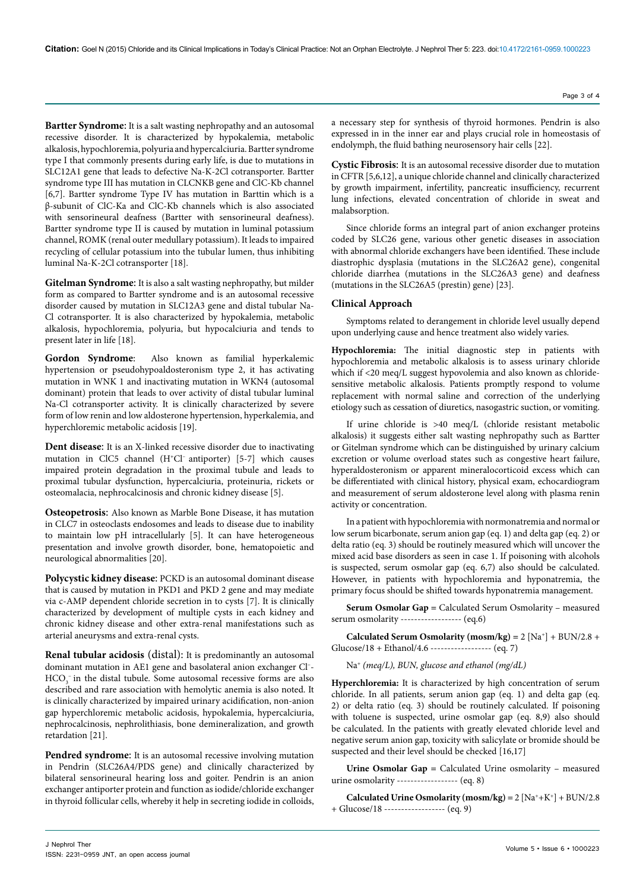**Bartter Syndrome**: It is a salt wasting nephropathy and an autosomal recessive disorder. It is characterized by hypokalemia, metabolic alkalosis, hypochloremia, polyuria and hypercalciuria. Bartter syndrome type I that commonly presents during early life, is due to mutations in SLC12A1 gene that leads to defective Na-K-2Cl cotransporter. Bartter syndrome type III has mutation in CLCNKB gene and ClC-Kb channel [6,7]. Bartter syndrome Type IV has mutation in Barttin which is a β-subunit of ClC-Ka and ClC-Kb channels which is also associated with sensorineural deafness (Bartter with sensorineural deafness). Bartter syndrome type II is caused by mutation in luminal potassium channel, ROMK (renal outer medullary potassium). It leads to impaired recycling of cellular potassium into the tubular lumen, thus inhibiting luminal Na-K-2Cl cotransporter [18].

**Gitelman Syndrome**: It is also a salt wasting nephropathy, but milder form as compared to Bartter syndrome and is an autosomal recessive disorder caused by mutation in SLC12A3 gene and distal tubular Na-Cl cotransporter. It is also characterized by hypokalemia, metabolic alkalosis, hypochloremia, polyuria, but hypocalciuria and tends to present later in life [18].

**Gordon Syndrome**: Also known as familial hyperkalemic hypertension or pseudohypoaldosteronism type 2, it has activating mutation in WNK 1 and inactivating mutation in WKN4 (autosomal dominant) protein that leads to over activity of distal tubular luminal Na-Cl cotransporter activity. It is clinically characterized by severe form of low renin and low aldosterone hypertension, hyperkalemia, and hyperchloremic metabolic acidosis [19].

**Dent disease**: It is an X-linked recessive disorder due to inactivating mutation in ClC5 channel ($H^+Cl^-$ antiporter) [5-7] which causes impaired protein degradation in the proximal tubule and leads to proximal tubular dysfunction, hypercalciuria, proteinuria, rickets or osteomalacia, nephrocalcinosis and chronic kidney disease [5].

**Osteopetrosis**: Also known as Marble Bone Disease, it has mutation in CLC7 in osteoclasts endosomes and leads to disease due to inability to maintain low pH intracellularly [5]. It can have heterogeneous presentation and involve growth disorder, bone, hematopoietic and neurological abnormalities [20].

**Polycystic kidney disease**: PCKD is an autosomal dominant disease that is caused by mutation in PKD1 and PKD 2 gene and may mediate via c-AMP dependent chloride secretion in to cysts [7]. It is clinically characterized by development of multiple cysts in each kidney and chronic kidney disease and other extra-renal manifestations such as arterial aneurysms and extra-renal cysts.

**Renal tubular acidosis** (distal): It is predominantly an autosomal dominant mutation in AE1 gene and basolateral anion exchanger $Cl^-$-$HCO_3^-$ in the distal tubule. Some autosomal recessive forms are also described and rare association with hemolytic anemia is also noted. It is clinically characterized by impaired urinary acidification, non-anion gap hyperchloremic metabolic acidosis, hypokalemia, hypercalciuria, nephrocalcinosis, nephrolithiasis, bone demineralization, and growth retardation [21].

**Pendred syndrome**: It is an autosomal recessive involving mutation in Pendrin (SLC26A4/PDS gene) and clinically characterized by bilateral sensorineural hearing loss and goiter. Pendrin is an anion exchanger antiporter protein and function as iodide/chloride exchanger in thyroid follicular cells, whereby it help in secreting iodide in colloids, a necessary step for synthesis of thyroid hormones. Pendrin is also expressed in in the inner ear and plays crucial role in homeostasis of endolymph, the fluid bathing neurosensory hair cells [22].

**Cystic Fibrosis**: It is an autosomal recessive disorder due to mutation in CFTR [5,6,12], a unique chloride channel and clinically characterized by growth impairment, infertility, pancreatic insufficiency, recurrent lung infections, elevated concentration of chloride in sweat and malabsorption.

Since chloride forms an integral part of anion exchanger proteins coded by SLC26 gene, various other genetic diseases in association with abnormal chloride exchangers have been identified. These include diastrophic dysplasia (mutations in the SLC26A2 gene), congenital chloride diarrhea (mutations in the SLC26A3 gene) and deafness (mutations in the SLC26A5 (prestin) gene) [23].

## Clinical Approach

Symptoms related to derangement in chloride level usually depend upon underlying cause and hence treatment also widely varies.

**Hypochloremia:** The initial diagnostic step in patients with hypochloremia and metabolic alkalosis is to assess urinary chloride which if <20 meq/L suggest hypovolemia and also known as chloride-sensitive metabolic alkalosis. Patients promptly respond to volume replacement with normal saline and correction of the underlying etiology such as cessation of diuretics, nasogastric suction, or vomiting.

If urine chloride is >40 meq/L (chloride resistant metabolic alkalosis) it suggests either salt wasting nephropathy such as Bartter or Gitelman syndrome which can be distinguished by urinary calcium excretion or volume overload states such as congestive heart failure, hyperaldosteronism or apparent mineralocorticoid excess which can be differentiated with clinical history, physical exam, echocardiogram and measurement of serum aldosterone level along with plasma renin activity or concentration.

In a patient with hypochloremia with normonatremia and normal or low serum bicarbonate, serum anion gap (eq. 1) and delta gap (eq. 2) or delta ratio (eq. 3) should be routinely measured which will uncover the mixed acid base disorders as seen in case 1. If poisoning with alcohols is suspected, serum osmolar gap (eq. 6,7) also should be calculated. However, in patients with hypochloremia and hyponatremia, the primary focus should be shifted towards hyponatremia management.

**Serum Osmolar Gap** = Calculated Serum Osmolarity – measured serum osmolarity ------------------ (eq.6)

**Calculated Serum Osmolarity (mosm/kg)** = 2 [$Na^+$] + BUN/2.8 + Glucose/18 + Ethanol/4.6 ------------------ (eq. 7)

$Na^+$ *(meq/L), BUN, glucose and ethanol (mg/dL)*

**Hyperchloremia:** It is characterized by high concentration of serum chloride. In all patients, serum anion gap (eq. 1) and delta gap (eq. 2) or delta ratio (eq. 3) should be routinely calculated. If poisoning with toluene is suspected, urine osmolar gap (eq. 8,9) also should be calculated. In the patients with greatly elevated chloride level and negative serum anion gap, toxicity with salicylate or bromide should be suspected and their level should be checked [16,17]

**Urine Osmolar Gap** = Calculated Urine osmolarity – measured urine osmolarity ------------------ (eq. 8)

**Calculated Urine Osmolarity (mosm/kg)** = 2 [$Na^+$+$K^+$] + BUN/2.8 + Glucose/18 ------------------ (eq. 9)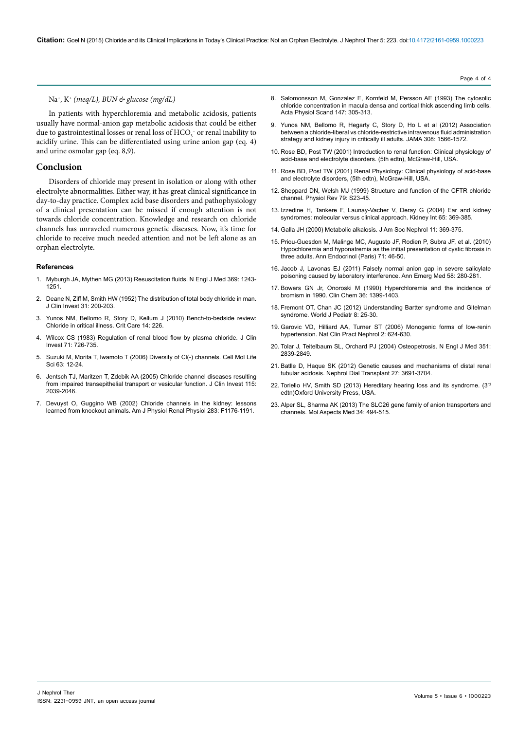$Na^+$, $K^+$ *(meq/L), BUN & glucose (mg/dL)*

In patients with hyperchloremia and metabolic acidosis, patients usually have normal-anion gap metabolic acidosis that could be either due to gastrointestinal losses or renal loss of $HCO_3^-$ or renal inability to acidify urine. This can be differentiated using urine anion gap (eq. 4) and urine osmolar gap (eq. 8,9).

## Conclusion

Disorders of chloride may present in isolation or along with other electrolyte abnormalities. Either way, it has great clinical significance in day-to-day practice. Complex acid base disorders and pathophysiology of a clinical presentation can be missed if enough attention is not towards chloride concentration. Knowledge and research on chloride channels has unraveled numerous genetic diseases. Now, it's time for chloride to receive much needed attention and not be left alone as an orphan electrolyte.

### References

1. Myburgh JA, Mythen MG (2013) Resuscitation fluids. N Engl J Med 369: 1243-1251.
2. Deane N, Ziff M, Smith HW (1952) The distribution of total body chloride in man. J Clin Invest 31: 200-203.
3. Yunos NM, Bellomo R, Story D, Kellum J (2010) Bench-to-bedside review: Chloride in critical illness. Crit Care 14: 226.
4. Wilcox CS (1983) Regulation of renal blood flow by plasma chloride. J Clin Invest 71: 726-735.
5. Suzuki M, Morita T, Iwamoto T (2006) Diversity of Cl(-) channels. Cell Mol Life Sci 63: 12-24.
6. Jentsch TJ, Maritzen T, Zdebik AA (2005) Chloride channel diseases resulting from impaired transepithelial transport or vesicular function. J Clin Invest 115: 2039-2046.
7. Devuyst O, Guggino WB (2002) Chloride channels in the kidney: lessons learned from knockout animals. Am J Physiol Renal Physiol 283: F1176-1191.
8. Salomonsson M, Gonzalez E, Kornfeld M, Persson AE (1993) The cytosolic chloride concentration in macula densa and cortical thick ascending limb cells. Acta Physiol Scand 147: 305-313.
9. Yunos NM, Bellomo R, Hegarty C, Story D, Ho L et al (2012) Association between a chloride-liberal vs chloride-restrictive intravenous fluid administration strategy and kidney injury in critically ill adults. JAMA 308: 1566-1572.
10. Rose BD, Post TW (2001) Introduction to renal function: Clinical physiology of acid-base and electrolyte disorders. (5th edtn), McGraw-Hill, USA.
11. Rose BD, Post TW (2001) Renal Physiology: Clinical physiology of acid-base and electrolyte disorders, (5th edtn), McGraw-Hill, USA.
12. Sheppard DN, Welsh MJ (1999) Structure and function of the CFTR chloride channel. Physiol Rev 79: S23-45.
13. Izzedine H, Tankere F, Launay-Vacher V, Deray G (2004) Ear and kidney syndromes: molecular versus clinical approach. Kidney Int 65: 369-385.
14. Galla JH (2000) Metabolic alkalosis. J Am Soc Nephrol 11: 369-375.
15. Priou-Guesdon M, Malinge MC, Augusto JF, Rodien P, Subra JF, et al. (2010) Hypochloremia and hyponatremia as the initial presentation of cystic fibrosis in three adults. Ann Endocrinol (Paris) 71: 46-50.
16. Jacob J, Lavonas EJ (2011) Falsely normal anion gap in severe salicylate poisoning caused by laboratory interference. Ann Emerg Med 58: 280-281.
17. Bowers GN Jr, Onoroski M (1990) Hyperchloremia and the incidence of bromism in 1990. Clin Chem 36: 1399-1403.
18. Fremont OT, Chan JC (2012) Understanding Bartter syndrome and Gitelman syndrome. World J Pediatr 8: 25-30.
19. Garovic VD, Hilliard AA, Turner ST (2006) Monogenic forms of low-renin hypertension. Nat Clin Pract Nephrol 2: 624-630.
20. Tolar J, Teitelbaum SL, Orchard PJ (2004) Osteopetrosis. N Engl J Med 351: 2839-2849.
21. Batlle D, Haque SK (2012) Genetic causes and mechanisms of distal renal tubular acidosis. Nephrol Dial Transplant 27: 3691-3704.
22. Toriello HV, Smith SD (2013) Hereditary hearing loss and its syndrome. (3rd edtn)Oxford University Press, USA.
23. Alper SL, Sharma AK (2013) The SLC26 gene family of anion transporters and channels. Mol Aspects Med 34: 494-515.